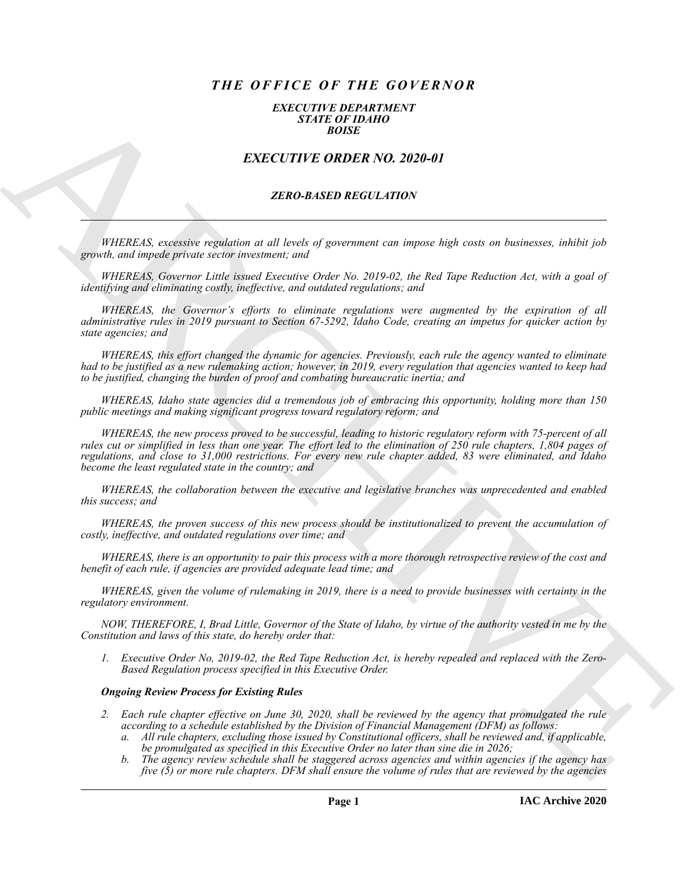# *THE OFFICE OF THE GOVERNOR*

### *EXECUTIVE DEPARTMENT*
### *STATE OF IDAHO*
### *BOISE*

## *EXECUTIVE ORDER NO. 2020-01*

### *ZERO-BASED REGULATION*

---

*WHEREAS, excessive regulation at all levels of government can impose high costs on businesses, inhibit job growth, and impede private sector investment; and*

*WHEREAS, Governor Little issued Executive Order No. 2019-02, the Red Tape Reduction Act, with a goal of identifying and eliminating costly, ineffective, and outdated regulations; and*

*WHEREAS, the Governor's efforts to eliminate regulations were augmented by the expiration of all administrative rules in 2019 pursuant to Section 67-5292, Idaho Code, creating an impetus for quicker action by state agencies; and*

*WHEREAS, this effort changed the dynamic for agencies. Previously, each rule the agency wanted to eliminate had to be justified as a new rulemaking action; however, in 2019, every regulation that agencies wanted to keep had to be justified, changing the burden of proof and combating bureaucratic inertia; and*

*WHEREAS, Idaho state agencies did a tremendous job of embracing this opportunity, holding more than 150 public meetings and making significant progress toward regulatory reform; and*

*WHEREAS, the new process proved to be successful, leading to historic regulatory reform with 75-percent of all rules cut or simplified in less than one year. The effort led to the elimination of 250 rule chapters, 1,804 pages of regulations, and close to 31,000 restrictions. For every new rule chapter added, 83 were eliminated, and Idaho become the least regulated state in the country; and*

*WHEREAS, the collaboration between the executive and legislative branches was unprecedented and enabled this success; and*

*WHEREAS, the proven success of this new process should be institutionalized to prevent the accumulation of costly, ineffective, and outdated regulations over time; and*

*WHEREAS, there is an opportunity to pair this process with a more thorough retrospective review of the cost and benefit of each rule, if agencies are provided adequate lead time; and*

*WHEREAS, given the volume of rulemaking in 2019, there is a need to provide businesses with certainty in the regulatory environment.*

*NOW, THEREFORE, I, Brad Little, Governor of the State of Idaho, by virtue of the authority vested in me by the Constitution and laws of this state, do hereby order that:*

1. *Executive Order No, 2019-02, the Red Tape Reduction Act, is hereby repealed and replaced with the Zero-Based Regulation process specified in this Executive Order.*

***Ongoing Review Process for Existing Rules***

2. *Each rule chapter effective on June 30, 2020, shall be reviewed by the agency that promulgated the rule according to a schedule established by the Division of Financial Management (DFM) as follows:*
   a. *All rule chapters, excluding those issued by Constitutional officers, shall be reviewed and, if applicable, be promulgated as specified in this Executive Order no later than sine die in 2026;*
   b. *The agency review schedule shall be staggered across agencies and within agencies if the agency has five (5) or more rule chapters. DFM shall ensure the volume of rules that are reviewed by the agencies*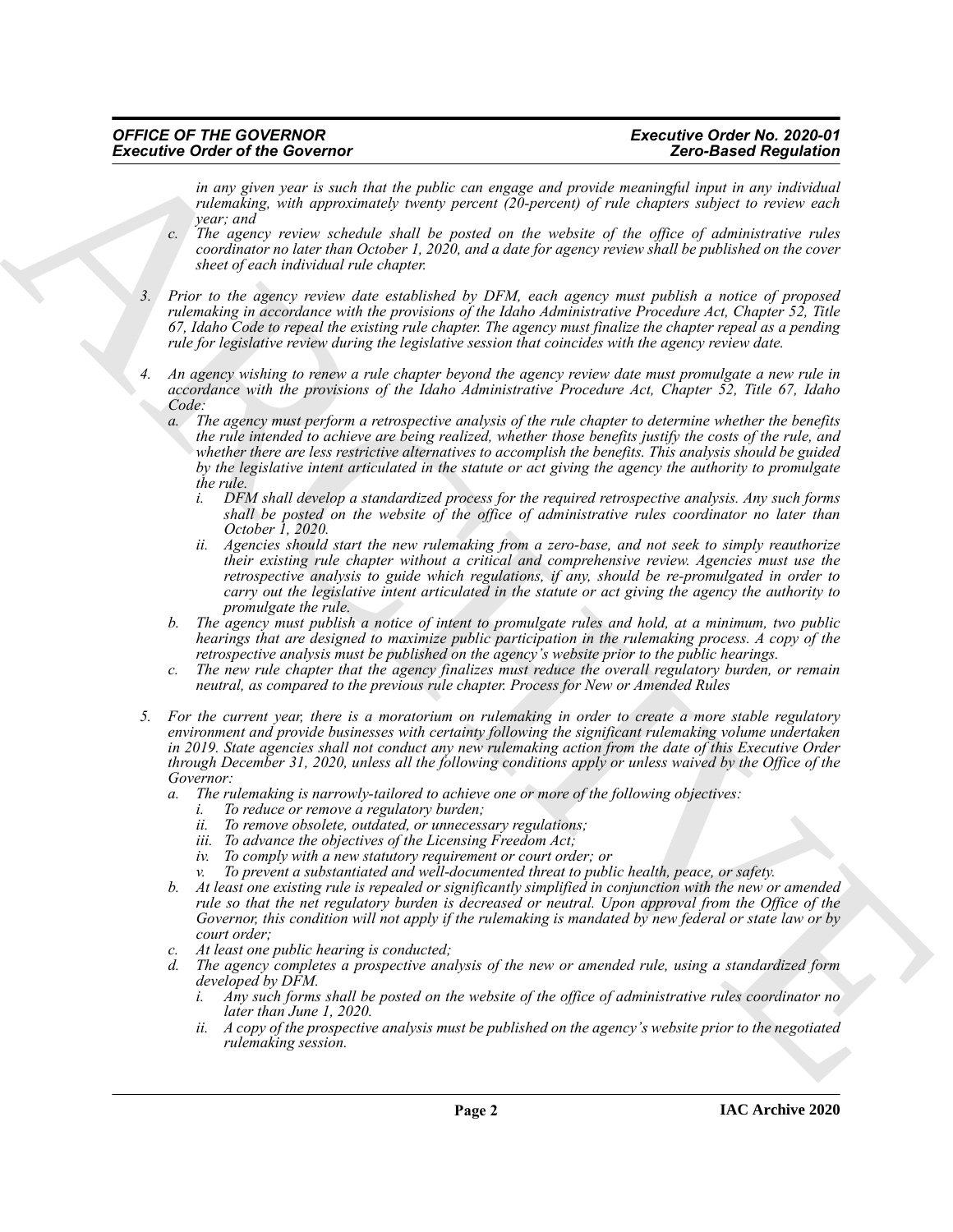*in any given year is such that the public can engage and provide meaningful input in any individual rulemaking, with approximately twenty percent (20-percent) of rule chapters subject to review each year; and*

*c. The agency review schedule shall be posted on the website of the office of administrative rules coordinator no later than October 1, 2020, and a date for agency review shall be published on the cover sheet of each individual rule chapter.*

*3. Prior to the agency review date established by DFM, each agency must publish a notice of proposed rulemaking in accordance with the provisions of the Idaho Administrative Procedure Act, Chapter 52, Title 67, Idaho Code to repeal the existing rule chapter. The agency must finalize the chapter repeal as a pending rule for legislative review during the legislative session that coincides with the agency review date.*

*4. An agency wishing to renew a rule chapter beyond the agency review date must promulgate a new rule in accordance with the provisions of the Idaho Administrative Procedure Act, Chapter 52, Title 67, Idaho Code:*

*a. The agency must perform a retrospective analysis of the rule chapter to determine whether the benefits the rule intended to achieve are being realized, whether those benefits justify the costs of the rule, and whether there are less restrictive alternatives to accomplish the benefits. This analysis should be guided by the legislative intent articulated in the statute or act giving the agency the authority to promulgate the rule.*

*i. DFM shall develop a standardized process for the required retrospective analysis. Any such forms shall be posted on the website of the office of administrative rules coordinator no later than October 1, 2020.*

*ii. Agencies should start the new rulemaking from a zero-base, and not seek to simply reauthorize their existing rule chapter without a critical and comprehensive review. Agencies must use the retrospective analysis to guide which regulations, if any, should be re-promulgated in order to carry out the legislative intent articulated in the statute or act giving the agency the authority to promulgate the rule.*

*b. The agency must publish a notice of intent to promulgate rules and hold, at a minimum, two public hearings that are designed to maximize public participation in the rulemaking process. A copy of the retrospective analysis must be published on the agency's website prior to the public hearings.*

*c. The new rule chapter that the agency finalizes must reduce the overall regulatory burden, or remain neutral, as compared to the previous rule chapter. Process for New or Amended Rules*

*5. For the current year, there is a moratorium on rulemaking in order to create a more stable regulatory environment and provide businesses with certainty following the significant rulemaking volume undertaken in 2019. State agencies shall not conduct any new rulemaking action from the date of this Executive Order through December 31, 2020, unless all the following conditions apply or unless waived by the Office of the Governor:*

*a. The rulemaking is narrowly-tailored to achieve one or more of the following objectives:*

*i. To reduce or remove a regulatory burden;*

*ii. To remove obsolete, outdated, or unnecessary regulations;*

*iii. To advance the objectives of the Licensing Freedom Act;*

*iv. To comply with a new statutory requirement or court order; or*

*v. To prevent a substantiated and well-documented threat to public health, peace, or safety.*

*b. At least one existing rule is repealed or significantly simplified in conjunction with the new or amended rule so that the net regulatory burden is decreased or neutral. Upon approval from the Office of the Governor, this condition will not apply if the rulemaking is mandated by new federal or state law or by court order;*

*c. At least one public hearing is conducted;*

*d. The agency completes a prospective analysis of the new or amended rule, using a standardized form developed by DFM.*

*i. Any such forms shall be posted on the website of the office of administrative rules coordinator no later than June 1, 2020.*

*ii. A copy of the prospective analysis must be published on the agency's website prior to the negotiated rulemaking session.*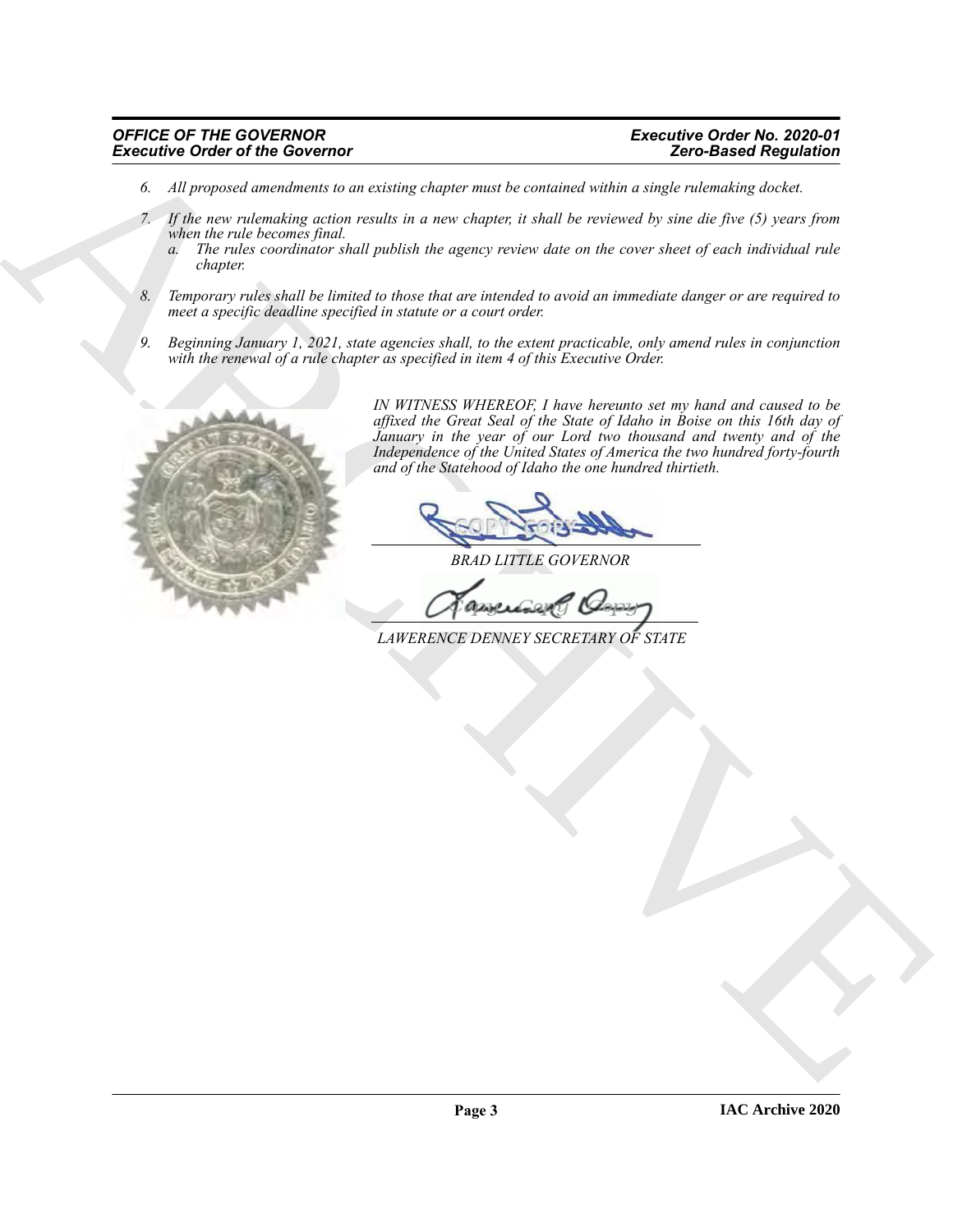*6. All proposed amendments to an existing chapter must be contained within a single rulemaking docket.*

*7. If the new rulemaking action results in a new chapter, it shall be reviewed by sine die five (5) years from when the rule becomes final.*

   *a. The rules coordinator shall publish the agency review date on the cover sheet of each individual rule chapter.*

*8. Temporary rules shall be limited to those that are intended to avoid an immediate danger or are required to meet a specific deadline specified in statute or a court order.*

*9. Beginning January 1, 2021, state agencies shall, to the extent practicable, only amend rules in conjunction with the renewal of a rule chapter as specified in item 4 of this Executive Order.*

*IN WITNESS WHEREOF, I have hereunto set my hand and caused to be affixed the Great Seal of the State of Idaho in Boise on this 16th day of January in the year of our Lord two thousand and twenty and of the Independence of the United States of America the two hundred forty-fourth and of the Statehood of Idaho the one hundred thirtieth.*

*BRAD LITTLE GOVERNOR*

*LAWERENCE DENNEY SECRETARY OF STATE*